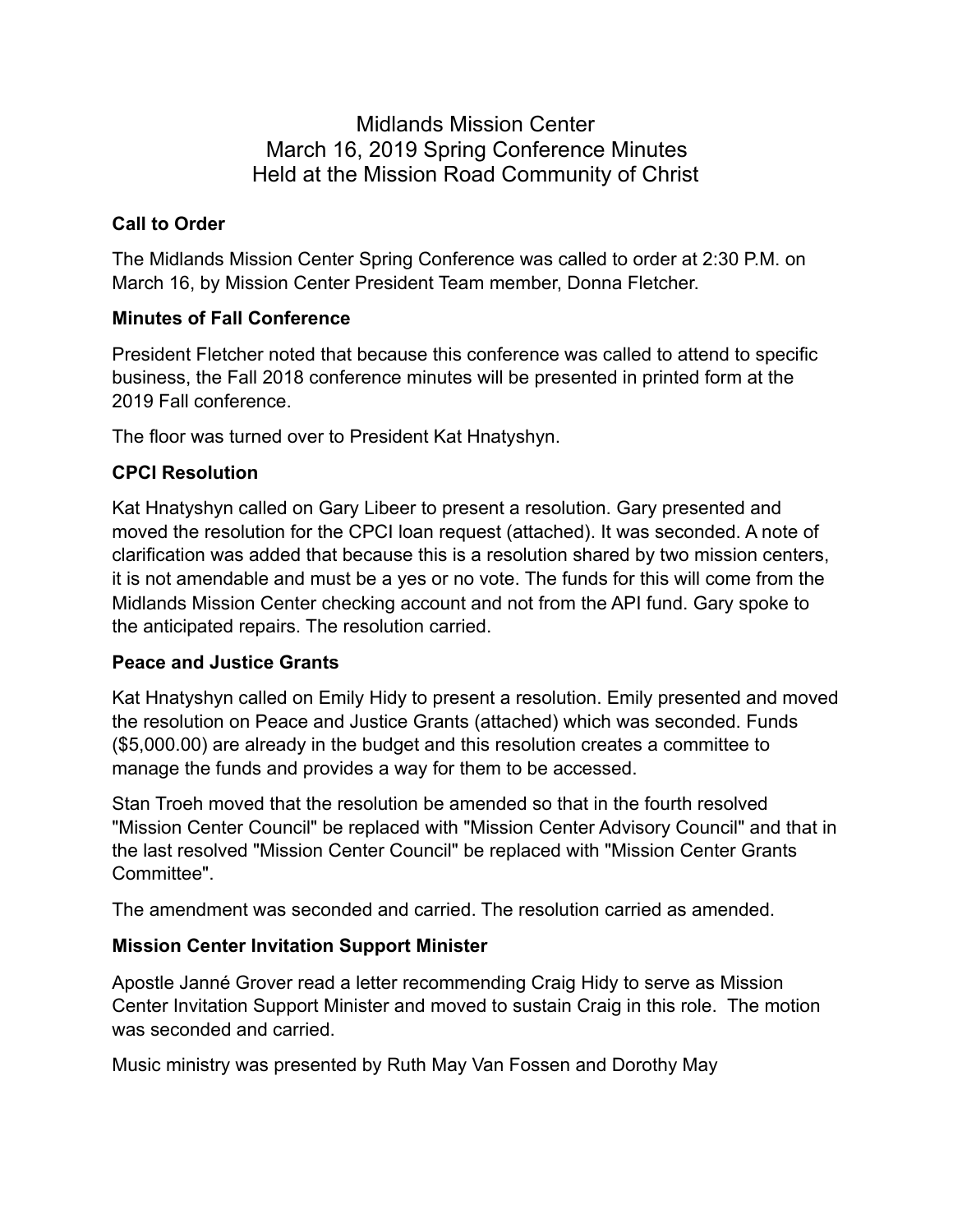# Midlands Mission Center
# March 16, 2019 Spring Conference Minutes
# Held at the Mission Road Community of Christ

**Call to Order**

The Midlands Mission Center Spring Conference was called to order at 2:30 P.M. on March 16, by Mission Center President Team member, Donna Fletcher.

**Minutes of Fall Conference**

President Fletcher noted that because this conference was called to attend to specific business, the Fall 2018 conference minutes will be presented in printed form at the 2019 Fall conference.

The floor was turned over to President Kat Hnatyshyn.

**CPCI Resolution**

Kat Hnatyshyn called on Gary Libeer to present a resolution. Gary presented and moved the resolution for the CPCI loan request (attached). It was seconded. A note of clarification was added that because this is a resolution shared by two mission centers, it is not amendable and must be a yes or no vote. The funds for this will come from the Midlands Mission Center checking account and not from the API fund. Gary spoke to the anticipated repairs. The resolution carried.

**Peace and Justice Grants**

Kat Hnatyshyn called on Emily Hidy to present a resolution. Emily presented and moved the resolution on Peace and Justice Grants (attached) which was seconded. Funds ($5,000.00) are already in the budget and this resolution creates a committee to manage the funds and provides a way for them to be accessed.

Stan Troeh moved that the resolution be amended so that in the fourth resolved "Mission Center Council" be replaced with "Mission Center Advisory Council" and that in the last resolved "Mission Center Council" be replaced with "Mission Center Grants Committee".

The amendment was seconded and carried. The resolution carried as amended.

**Mission Center Invitation Support Minister**

Apostle Janné Grover read a letter recommending Craig Hidy to serve as Mission Center Invitation Support Minister and moved to sustain Craig in this role. The motion was seconded and carried.

Music ministry was presented by Ruth May Van Fossen and Dorothy May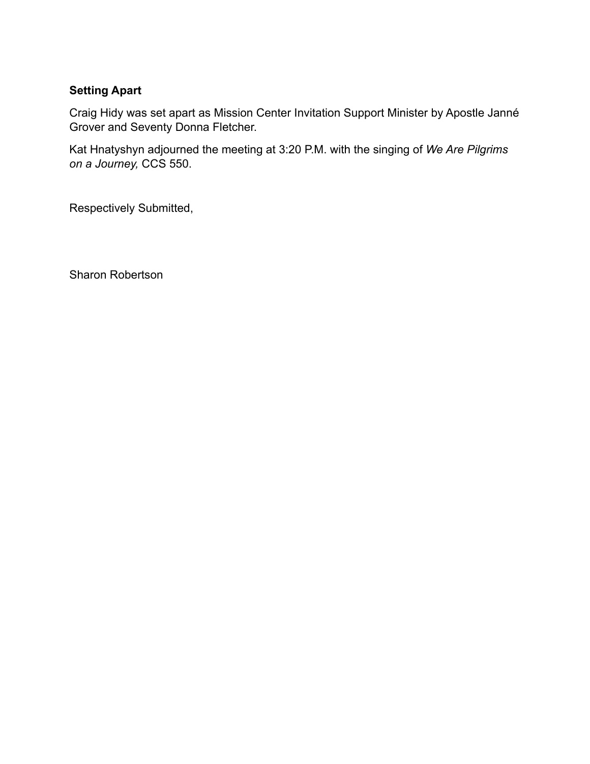**Setting Apart**

Craig Hidy was set apart as Mission Center Invitation Support Minister by Apostle Janné Grover and Seventy Donna Fletcher.

Kat Hnatyshyn adjourned the meeting at 3:20 P.M. with the singing of *We Are Pilgrims on a Journey,* CCS 550.

Respectively Submitted,

Sharon Robertson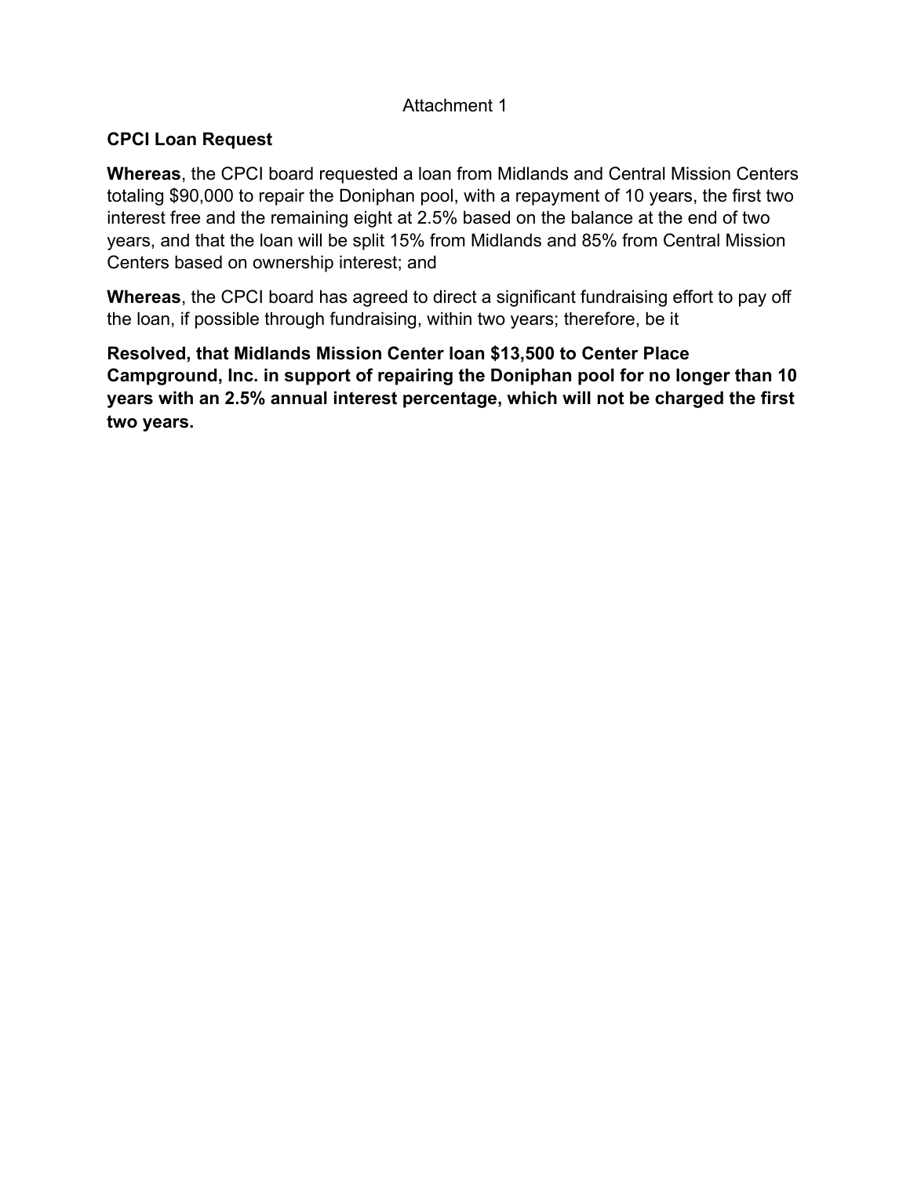Attachment 1

**CPCI Loan Request**

**Whereas**, the CPCI board requested a loan from Midlands and Central Mission Centers totaling $90,000 to repair the Doniphan pool, with a repayment of 10 years, the first two interest free and the remaining eight at 2.5% based on the balance at the end of two years, and that the loan will be split 15% from Midlands and 85% from Central Mission Centers based on ownership interest; and

**Whereas**, the CPCI board has agreed to direct a significant fundraising effort to pay off the loan, if possible through fundraising, within two years; therefore, be it

**Resolved, that Midlands Mission Center loan $13,500 to Center Place Campground, Inc. in support of repairing the Doniphan pool for no longer than 10 years with an 2.5% annual interest percentage, which will not be charged the first two years.**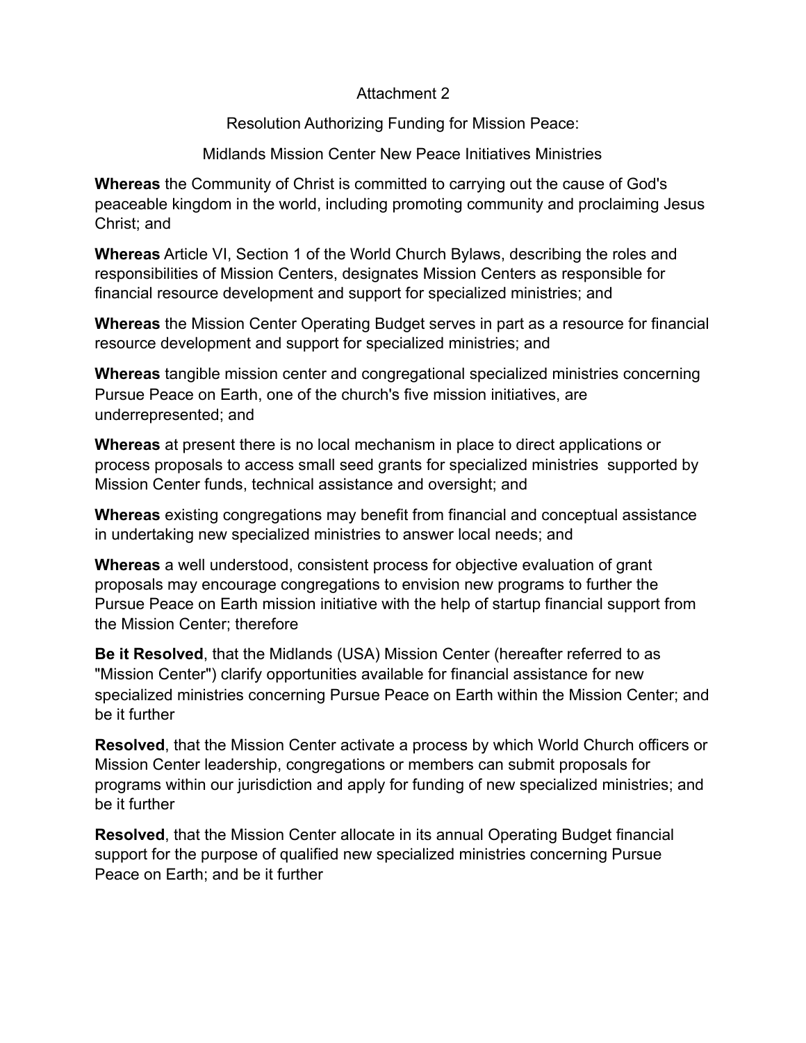Attachment 2

Resolution Authorizing Funding for Mission Peace:

Midlands Mission Center New Peace Initiatives Ministries

**Whereas** the Community of Christ is committed to carrying out the cause of God's peaceable kingdom in the world, including promoting community and proclaiming Jesus Christ; and

**Whereas** Article VI, Section 1 of the World Church Bylaws, describing the roles and responsibilities of Mission Centers, designates Mission Centers as responsible for financial resource development and support for specialized ministries; and

**Whereas** the Mission Center Operating Budget serves in part as a resource for financial resource development and support for specialized ministries; and

**Whereas** tangible mission center and congregational specialized ministries concerning Pursue Peace on Earth, one of the church's five mission initiatives, are underrepresented; and

**Whereas** at present there is no local mechanism in place to direct applications or process proposals to access small seed grants for specialized ministries supported by Mission Center funds, technical assistance and oversight; and

**Whereas** existing congregations may benefit from financial and conceptual assistance in undertaking new specialized ministries to answer local needs; and

**Whereas** a well understood, consistent process for objective evaluation of grant proposals may encourage congregations to envision new programs to further the Pursue Peace on Earth mission initiative with the help of startup financial support from the Mission Center; therefore

**Be it Resolved**, that the Midlands (USA) Mission Center (hereafter referred to as "Mission Center") clarify opportunities available for financial assistance for new specialized ministries concerning Pursue Peace on Earth within the Mission Center; and be it further

**Resolved**, that the Mission Center activate a process by which World Church officers or Mission Center leadership, congregations or members can submit proposals for programs within our jurisdiction and apply for funding of new specialized ministries; and be it further

**Resolved**, that the Mission Center allocate in its annual Operating Budget financial support for the purpose of qualified new specialized ministries concerning Pursue Peace on Earth; and be it further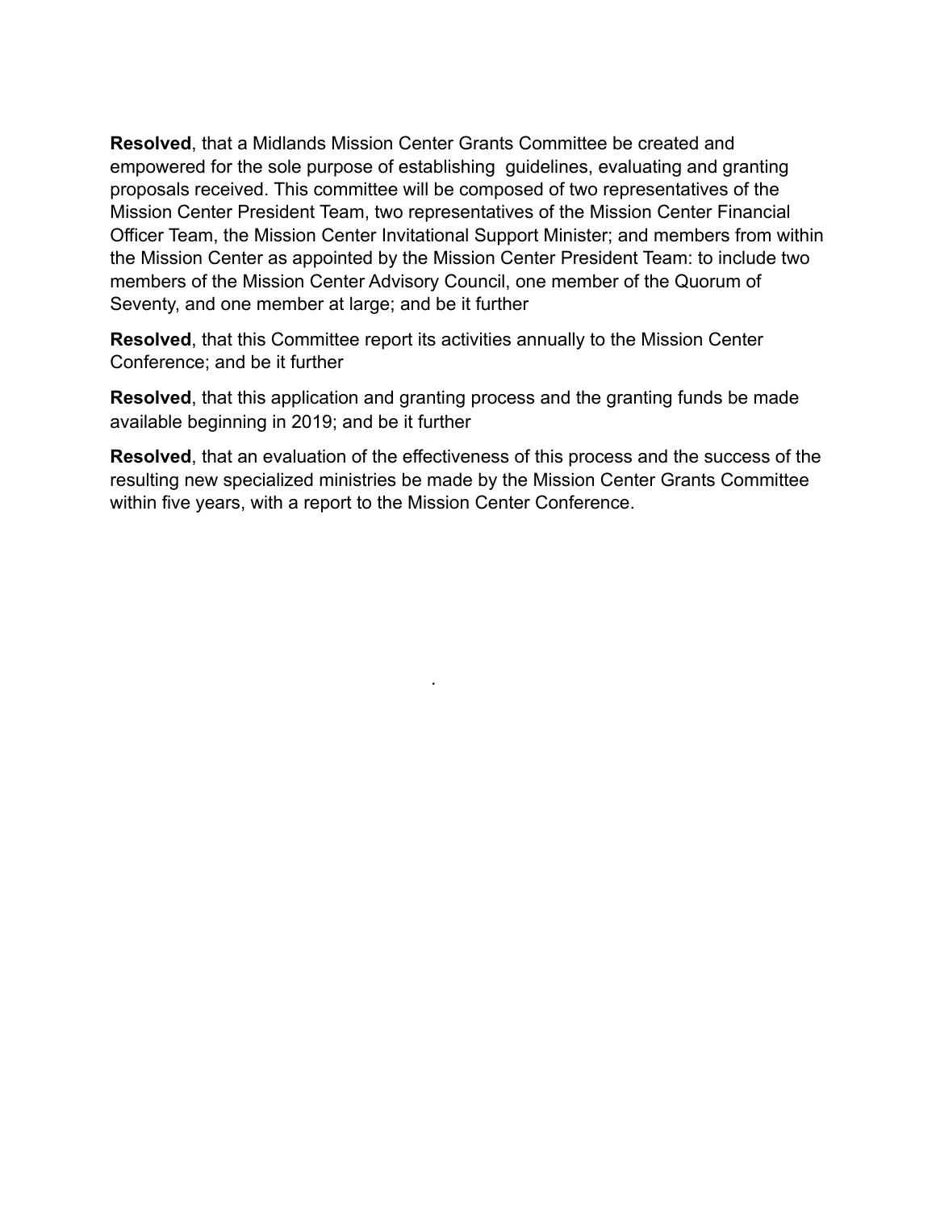**Resolved**, that a Midlands Mission Center Grants Committee be created and empowered for the sole purpose of establishing guidelines, evaluating and granting proposals received. This committee will be composed of two representatives of the Mission Center President Team, two representatives of the Mission Center Financial Officer Team, the Mission Center Invitational Support Minister; and members from within the Mission Center as appointed by the Mission Center President Team: to include two members of the Mission Center Advisory Council, one member of the Quorum of Seventy, and one member at large; and be it further

**Resolved**, that this Committee report its activities annually to the Mission Center Conference; and be it further

**Resolved**, that this application and granting process and the granting funds be made available beginning in 2019; and be it further

**Resolved**, that an evaluation of the effectiveness of this process and the success of the resulting new specialized ministries be made by the Mission Center Grants Committee within five years, with a report to the Mission Center Conference.